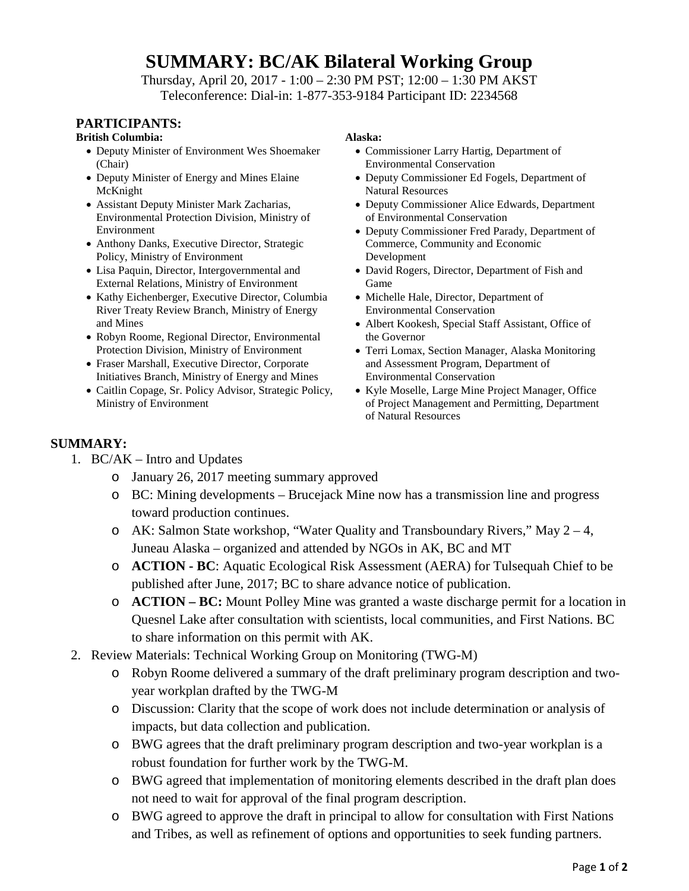# SUMMARY: BC/AK Bilateral Working Group

Thursday, April 20, 2017 - 1:00 – 2:30 PM PST; 12:00 – 1:30 PM AKST
Teleconference: Dial-in: 1-877-353-9184 Participant ID: 2234568

## PARTICIPANTS:

**British Columbia:**

- Deputy Minister of Environment Wes Shoemaker (Chair)
- Deputy Minister of Energy and Mines Elaine McKnight
- Assistant Deputy Minister Mark Zacharias, Environmental Protection Division, Ministry of Environment
- Anthony Danks, Executive Director, Strategic Policy, Ministry of Environment
- Lisa Paquin, Director, Intergovernmental and External Relations, Ministry of Environment
- Kathy Eichenberger, Executive Director, Columbia River Treaty Review Branch, Ministry of Energy and Mines
- Robyn Roome, Regional Director, Environmental Protection Division, Ministry of Environment
- Fraser Marshall, Executive Director, Corporate Initiatives Branch, Ministry of Energy and Mines
- Caitlin Copage, Sr. Policy Advisor, Strategic Policy, Ministry of Environment

**Alaska:**

- Commissioner Larry Hartig, Department of Environmental Conservation
- Deputy Commissioner Ed Fogels, Department of Natural Resources
- Deputy Commissioner Alice Edwards, Department of Environmental Conservation
- Deputy Commissioner Fred Parady, Department of Commerce, Community and Economic Development
- David Rogers, Director, Department of Fish and Game
- Michelle Hale, Director, Department of Environmental Conservation
- Albert Kookesh, Special Staff Assistant, Office of the Governor
- Terri Lomax, Section Manager, Alaska Monitoring and Assessment Program, Department of Environmental Conservation
- Kyle Moselle, Large Mine Project Manager, Office of Project Management and Permitting, Department of Natural Resources

## SUMMARY:

1. BC/AK – Intro and Updates
   - January 26, 2017 meeting summary approved
   - BC: Mining developments – Brucejack Mine now has a transmission line and progress toward production continues.
   - AK: Salmon State workshop, "Water Quality and Transboundary Rivers," May 2 – 4, Juneau Alaska – organized and attended by NGOs in AK, BC and MT
   - **ACTION - BC**: Aquatic Ecological Risk Assessment (AERA) for Tulsequah Chief to be published after June, 2017; BC to share advance notice of publication.
   - **ACTION – BC:** Mount Polley Mine was granted a waste discharge permit for a location in Quesnel Lake after consultation with scientists, local communities, and First Nations. BC to share information on this permit with AK.
2. Review Materials: Technical Working Group on Monitoring (TWG-M)
   - Robyn Roome delivered a summary of the draft preliminary program description and two-year workplan drafted by the TWG-M
   - Discussion: Clarity that the scope of work does not include determination or analysis of impacts, but data collection and publication.
   - BWG agrees that the draft preliminary program description and two-year workplan is a robust foundation for further work by the TWG-M.
   - BWG agreed that implementation of monitoring elements described in the draft plan does not need to wait for approval of the final program description.
   - BWG agreed to approve the draft in principal to allow for consultation with First Nations and Tribes, as well as refinement of options and opportunities to seek funding partners.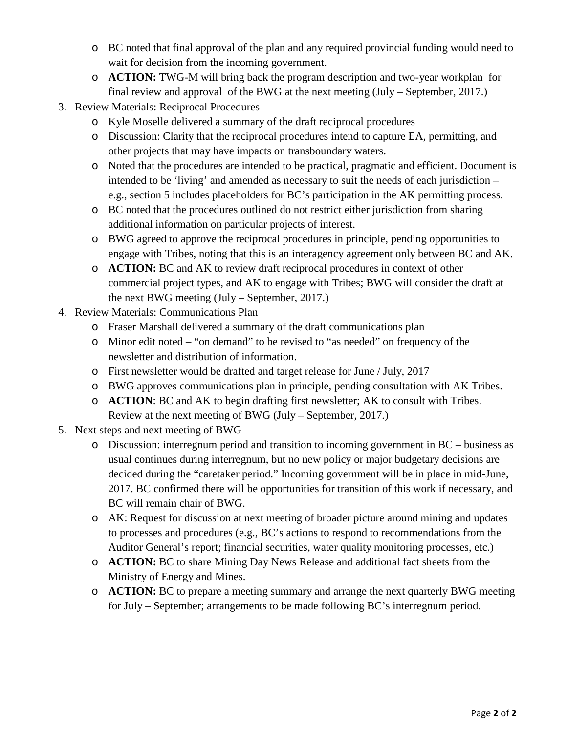- BC noted that final approval of the plan and any required provincial funding would need to wait for decision from the incoming government.
- **ACTION:** TWG-M will bring back the program description and two-year workplan for final review and approval of the BWG at the next meeting (July – September, 2017.)

3. Review Materials: Reciprocal Procedures
   - Kyle Moselle delivered a summary of the draft reciprocal procedures
   - Discussion: Clarity that the reciprocal procedures intend to capture EA, permitting, and other projects that may have impacts on transboundary waters.
   - Noted that the procedures are intended to be practical, pragmatic and efficient. Document is intended to be 'living' and amended as necessary to suit the needs of each jurisdiction – e.g., section 5 includes placeholders for BC's participation in the AK permitting process.
   - BC noted that the procedures outlined do not restrict either jurisdiction from sharing additional information on particular projects of interest.
   - BWG agreed to approve the reciprocal procedures in principle, pending opportunities to engage with Tribes, noting that this is an interagency agreement only between BC and AK.
   - **ACTION:** BC and AK to review draft reciprocal procedures in context of other commercial project types, and AK to engage with Tribes; BWG will consider the draft at the next BWG meeting (July – September, 2017.)
4. Review Materials: Communications Plan
   - Fraser Marshall delivered a summary of the draft communications plan
   - Minor edit noted – "on demand" to be revised to "as needed" on frequency of the newsletter and distribution of information.
   - First newsletter would be drafted and target release for June / July, 2017
   - BWG approves communications plan in principle, pending consultation with AK Tribes.
   - **ACTION**: BC and AK to begin drafting first newsletter; AK to consult with Tribes. Review at the next meeting of BWG (July – September, 2017.)
5. Next steps and next meeting of BWG
   - Discussion: interregnum period and transition to incoming government in BC – business as usual continues during interregnum, but no new policy or major budgetary decisions are decided during the "caretaker period." Incoming government will be in place in mid-June, 2017. BC confirmed there will be opportunities for transition of this work if necessary, and BC will remain chair of BWG.
   - AK: Request for discussion at next meeting of broader picture around mining and updates to processes and procedures (e.g., BC's actions to respond to recommendations from the Auditor General's report; financial securities, water quality monitoring processes, etc.)
   - **ACTION:** BC to share Mining Day News Release and additional fact sheets from the Ministry of Energy and Mines.
   - **ACTION:** BC to prepare a meeting summary and arrange the next quarterly BWG meeting for July – September; arrangements to be made following BC's interregnum period.